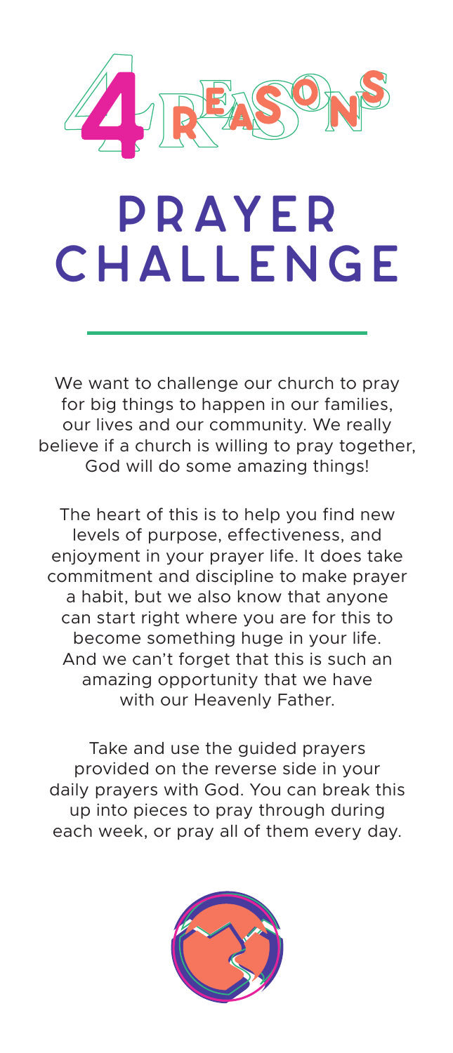# 4 REASONS

# PRAYER CHALLENGE

We want to challenge our church to pray for big things to happen in our families, our lives and our community. We really believe if a church is willing to pray together, God will do some amazing things!

The heart of this is to help you find new levels of purpose, effectiveness, and enjoyment in your prayer life. It does take commitment and discipline to make prayer a habit, but we also know that anyone can start right where you are for this to become something huge in your life. And we can't forget that this is such an amazing opportunity that we have with our Heavenly Father.

Take and use the guided prayers provided on the reverse side in your daily prayers with God. You can break this up into pieces to pray through during each week, or pray all of them every day.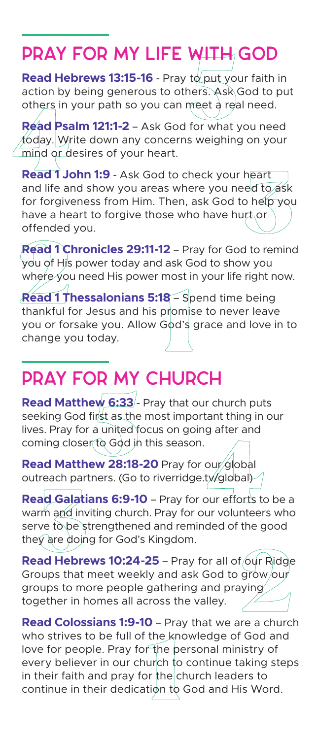## PRAY FOR MY LIFE WITH GOD

**Read Hebrews 13:15-16** - Pray to put your faith in action by being generous to others. Ask God to put others in your path so you can meet a real need.

**Read Psalm 121:1-2** – Ask God for what you need today. Write down any concerns weighing on your mind or desires of your heart.

**Read 1 John 1:9** - Ask God to check your heart and life and show you areas where you need to ask for forgiveness from Him. Then, ask God to help you have a heart to forgive those who have hurt or offended you.

**Read 1 Chronicles 29:11-12** – Pray for God to remind you of His power today and ask God to show you where you need His power most in your life right now.

**Read 1 Thessalonians 5:18** – Spend time being thankful for Jesus and his promise to never leave you or forsake you. Allow God's grace and love in to change you today.

## PRAY FOR MY CHURCH

**Read Matthew 6:33** - Pray that our church puts seeking God first as the most important thing in our lives. Pray for a united focus on going after and coming closer to God in this season.

**Read Matthew 28:18-20** Pray for our global outreach partners. (Go to riverridge.tv/global)

**Read Galatians 6:9-10** – Pray for our efforts to be a warm and inviting church. Pray for our volunteers who serve to be strengthened and reminded of the good they are doing for God's Kingdom.

**Read Hebrews 10:24-25** – Pray for all of our Ridge Groups that meet weekly and ask God to grow our groups to more people gathering and praying together in homes all across the valley.

**Read Colossians 1:9-10** – Pray that we are a church who strives to be full of the knowledge of God and love for people. Pray for the personal ministry of every believer in our church to continue taking steps in their faith and pray for the church leaders to continue in their dedication to God and His Word.